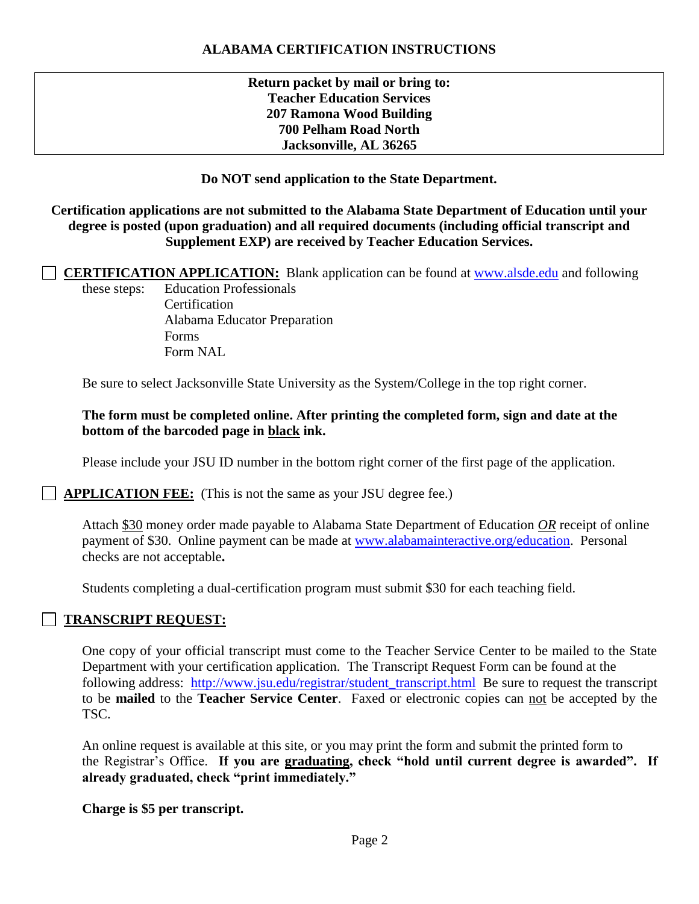# ALABAMA CERTIFICATION INSTRUCTIONS

**Return packet by mail or bring to:**
**Teacher Education Services**
**207 Ramona Wood Building**
**700 Pelham Road North**
**Jacksonville, AL 36265**

**Do NOT send application to the State Department.**

**Certification applications are not submitted to the Alabama State Department of Education until your degree is posted (upon graduation) and all required documents (including official transcript and Supplement EXP) are received by Teacher Education Services.**

☐ **CERTIFICATION APPLICATION:** Blank application can be found at www.alsde.edu and following these steps:

- Education Professionals
- Certification
- Alabama Educator Preparation
- Forms
- Form NAL

Be sure to select Jacksonville State University as the System/College in the top right corner.

**The form must be completed online. After printing the completed form, sign and date at the bottom of the barcoded page in black ink.**

Please include your JSU ID number in the bottom right corner of the first page of the application.

☐ **APPLICATION FEE:** (This is not the same as your JSU degree fee.)

Attach $30 money order made payable to Alabama State Department of Education *OR* receipt of online payment of $30. Online payment can be made at www.alabamainteractive.org/education. Personal checks are not acceptable**.**

Students completing a dual-certification program must submit $30 for each teaching field.

☐ **TRANSCRIPT REQUEST:**

One copy of your official transcript must come to the Teacher Service Center to be mailed to the State Department with your certification application. The Transcript Request Form can be found at the following address: http://www.jsu.edu/registrar/student_transcript.html Be sure to request the transcript to be **mailed** to the **Teacher Service Center**. Faxed or electronic copies can not be accepted by the TSC.

An online request is available at this site, or you may print the form and submit the printed form to the Registrar's Office. **If you are graduating, check "hold until current degree is awarded". If already graduated, check "print immediately."**

**Charge is $5 per transcript.**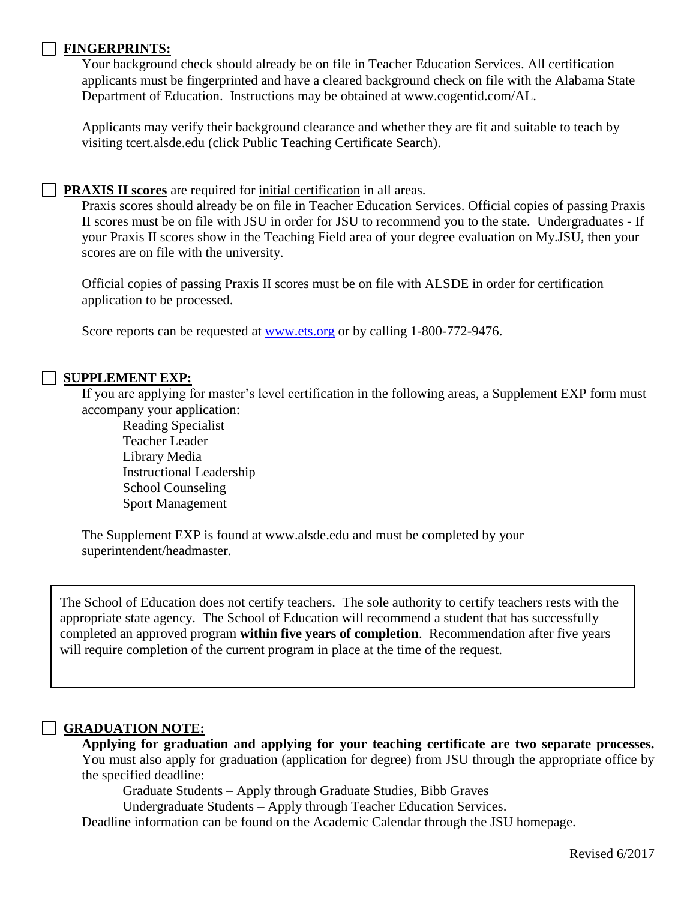☐ **FINGERPRINTS:**

Your background check should already be on file in Teacher Education Services. All certification applicants must be fingerprinted and have a cleared background check on file with the Alabama State Department of Education. Instructions may be obtained at www.cogentid.com/AL.

Applicants may verify their background clearance and whether they are fit and suitable to teach by visiting tcert.alsde.edu (click Public Teaching Certificate Search).

☐ **PRAXIS II scores** are required for initial certification in all areas.

Praxis scores should already be on file in Teacher Education Services. Official copies of passing Praxis II scores must be on file with JSU in order for JSU to recommend you to the state. Undergraduates - If your Praxis II scores show in the Teaching Field area of your degree evaluation on My.JSU, then your scores are on file with the university.

Official copies of passing Praxis II scores must be on file with ALSDE in order for certification application to be processed.

Score reports can be requested at www.ets.org or by calling 1-800-772-9476.

☐ **SUPPLEMENT EXP:**

If you are applying for master's level certification in the following areas, a Supplement EXP form must accompany your application:

- Reading Specialist
- Teacher Leader
- Library Media
- Instructional Leadership
- School Counseling
- Sport Management

The Supplement EXP is found at www.alsde.edu and must be completed by your superintendent/headmaster.

The School of Education does not certify teachers. The sole authority to certify teachers rests with the appropriate state agency. The School of Education will recommend a student that has successfully completed an approved program **within five years of completion**. Recommendation after five years will require completion of the current program in place at the time of the request.

☐ **GRADUATION NOTE:**

**Applying for graduation and applying for your teaching certificate are two separate processes.** You must also apply for graduation (application for degree) from JSU through the appropriate office by the specified deadline:

- Graduate Students – Apply through Graduate Studies, Bibb Graves
- Undergraduate Students – Apply through Teacher Education Services.

Deadline information can be found on the Academic Calendar through the JSU homepage.

Revised 6/2017